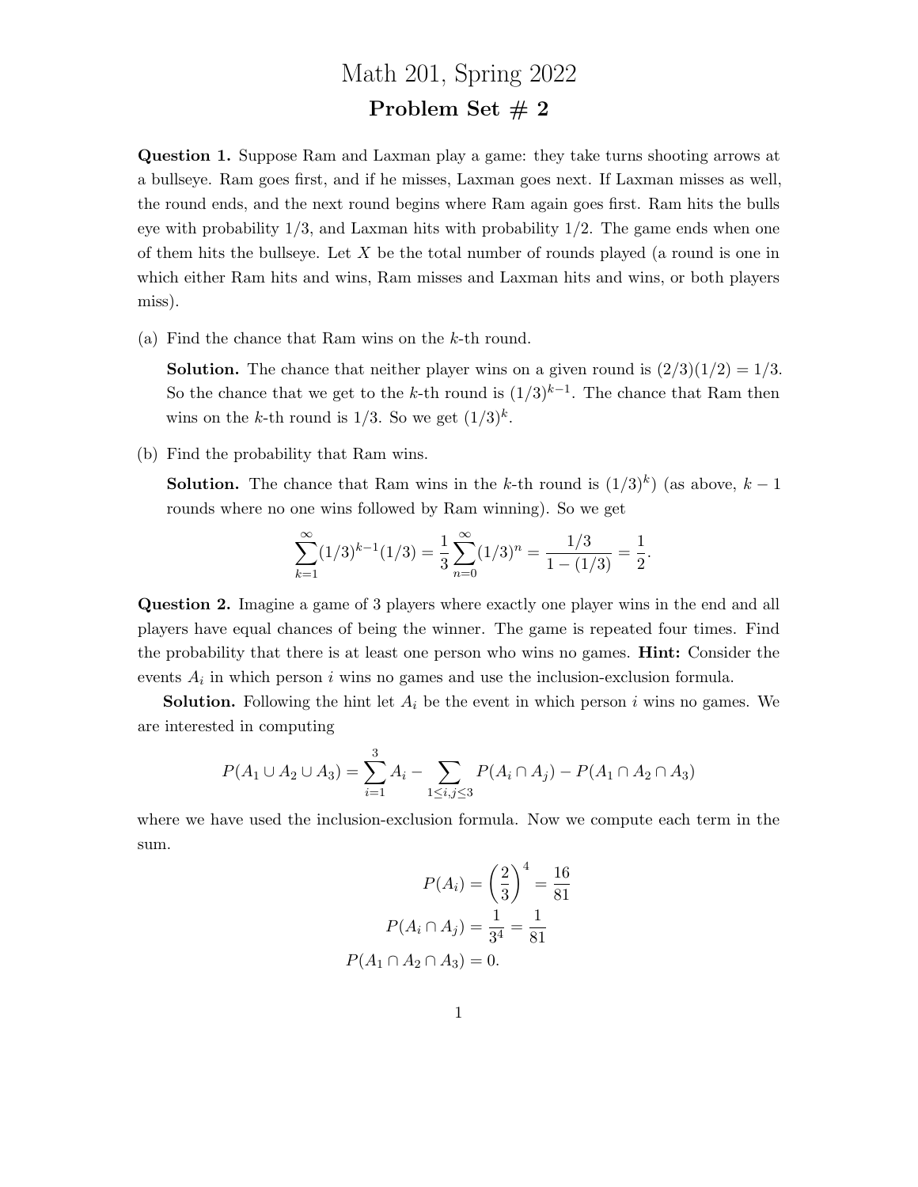# Math 201, Spring 2022

## Problem Set # 2

**Question 1.** Suppose Ram and Laxman play a game: they take turns shooting arrows at a bullseye. Ram goes first, and if he misses, Laxman goes next. If Laxman misses as well, the round ends, and the next round begins where Ram again goes first. Ram hits the bulls eye with probability 1/3, and Laxman hits with probability 1/2. The game ends when one of them hits the bullseye. Let $X$ be the total number of rounds played (a round is one in which either Ram hits and wins, Ram misses and Laxman hits and wins, or both players miss).

(a) Find the chance that Ram wins on the $k$-th round.

**Solution.** The chance that neither player wins on a given round is $(2/3)(1/2) = 1/3$. So the chance that we get to the $k$-th round is $(1/3)^{k-1}$. The chance that Ram then wins on the $k$-th round is 1/3. So we get $(1/3)^k$.

(b) Find the probability that Ram wins.

**Solution.** The chance that Ram wins in the $k$-th round is $(1/3)^k$) (as above, $k-1$ rounds where no one wins followed by Ram winning). So we get

$$\sum_{k=1}^{\infty}(1/3)^{k-1}(1/3) = \frac{1}{3}\sum_{n=0}^{\infty}(1/3)^n = \frac{1/3}{1-(1/3)} = \frac{1}{2}.$$

**Question 2.** Imagine a game of 3 players where exactly one player wins in the end and all players have equal chances of being the winner. The game is repeated four times. Find the probability that there is at least one person who wins no games. **Hint:** Consider the events $A_i$ in which person $i$ wins no games and use the inclusion-exclusion formula.

**Solution.** Following the hint let $A_i$ be the event in which person $i$ wins no games. We are interested in computing

$$P(A_1 \cup A_2 \cup A_3) = \sum_{i=1}^{3} A_i - \sum_{1 \le i,j \le 3} P(A_i \cap A_j) - P(A_1 \cap A_2 \cap A_3)$$

where we have used the inclusion-exclusion formula. Now we compute each term in the sum.

$$P(A_i) = \left(\frac{2}{3}\right)^4 = \frac{16}{81}$$

$$P(A_i \cap A_j) = \frac{1}{3^4} = \frac{1}{81}$$

$$P(A_1 \cap A_2 \cap A_3) = 0.$$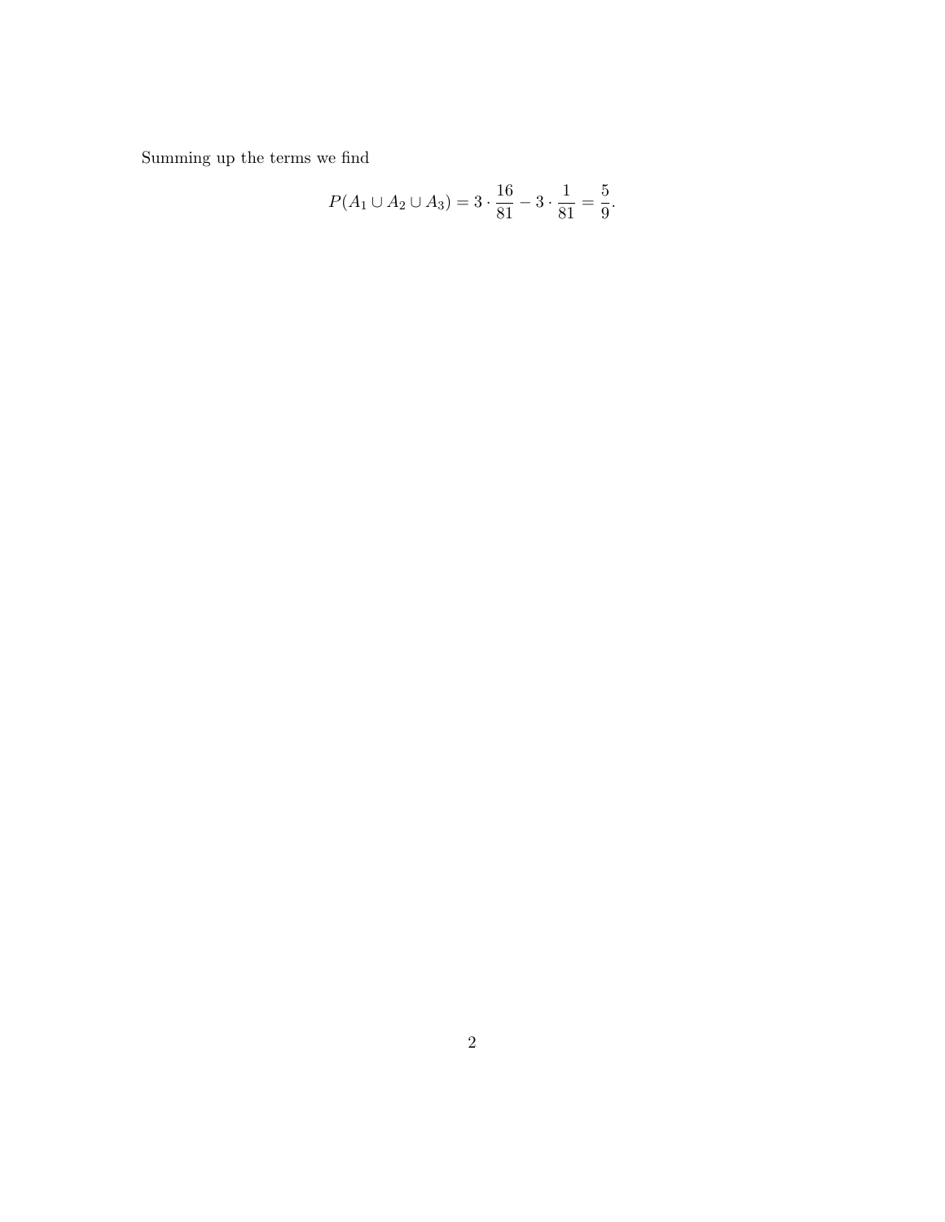Summing up the terms we find

$$P(A_1 \cup A_2 \cup A_3) = 3 \cdot \frac{16}{81} - 3 \cdot \frac{1}{81} = \frac{5}{9}.$$